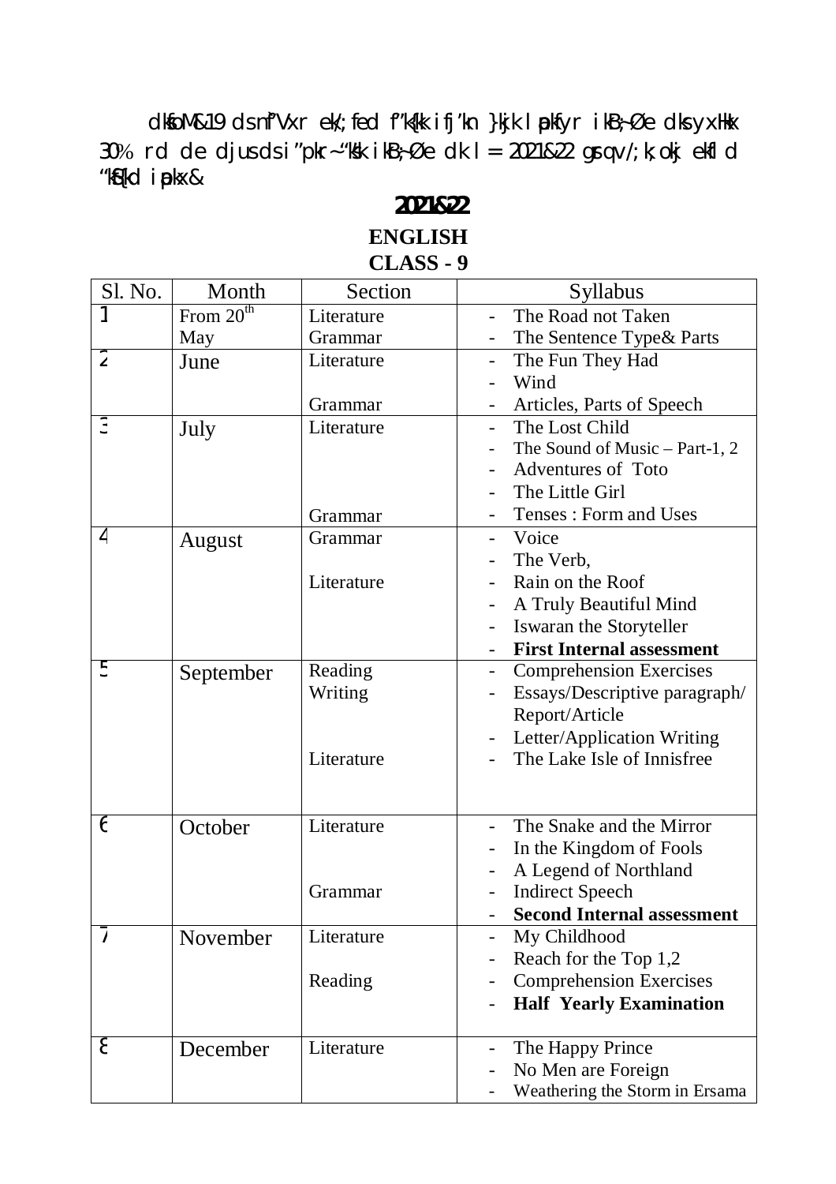dksfoM&19 ds n`f"Vxr ek/;fed f"k{kk ifj'kn }kjk lapkfyr ikB~;Øe dks yxHkx 30% rd de djus ds i"pkr~ "ks"k ikB~;Øe dk l= 2021&22 gsrq v/;k;okj ekfld "kS{kd iapkax&

# 2021&22

## ENGLISH
## CLASS - 9

| Sl. No. | Month | Section | Syllabus |
|---|---|---|---|
| 1 | From 20th May | Literature<br>Grammar | - The Road not Taken<br>- The Sentence Type& Parts |
| 2 | June | Literature<br><br>Grammar | - The Fun They Had<br>- Wind<br>- Articles, Parts of Speech |
| 3 | July | Literature<br><br><br><br>Grammar | - The Lost Child<br>- The Sound of Music – Part-1, 2<br>- Adventures of Toto<br>- The Little Girl<br>- Tenses : Form and Uses |
| 4 | August | Grammar<br><br>Literature | - Voice<br>- The Verb,<br>- Rain on the Roof<br>- A Truly Beautiful Mind<br>- Iswaran the Storyteller<br>- **First Internal assessment** |
| 5 | September | Reading<br>Writing<br><br><br>Literature | - Comprehension Exercises<br>- Essays/Descriptive paragraph/ Report/Article<br>- Letter/Application Writing<br>- The Lake Isle of Innisfree |
| 6 | October | Literature<br><br><br>Grammar | - The Snake and the Mirror<br>- In the Kingdom of Fools<br>- A Legend of Northland<br>- Indirect Speech<br>- **Second Internal assessment** |
| 7 | November | Literature<br><br>Reading | - My Childhood<br>- Reach for the Top 1,2<br>- Comprehension Exercises<br>- **Half Yearly Examination** |
| 8 | December | Literature | - The Happy Prince<br>- No Men are Foreign<br>- Weathering the Storm in Ersama |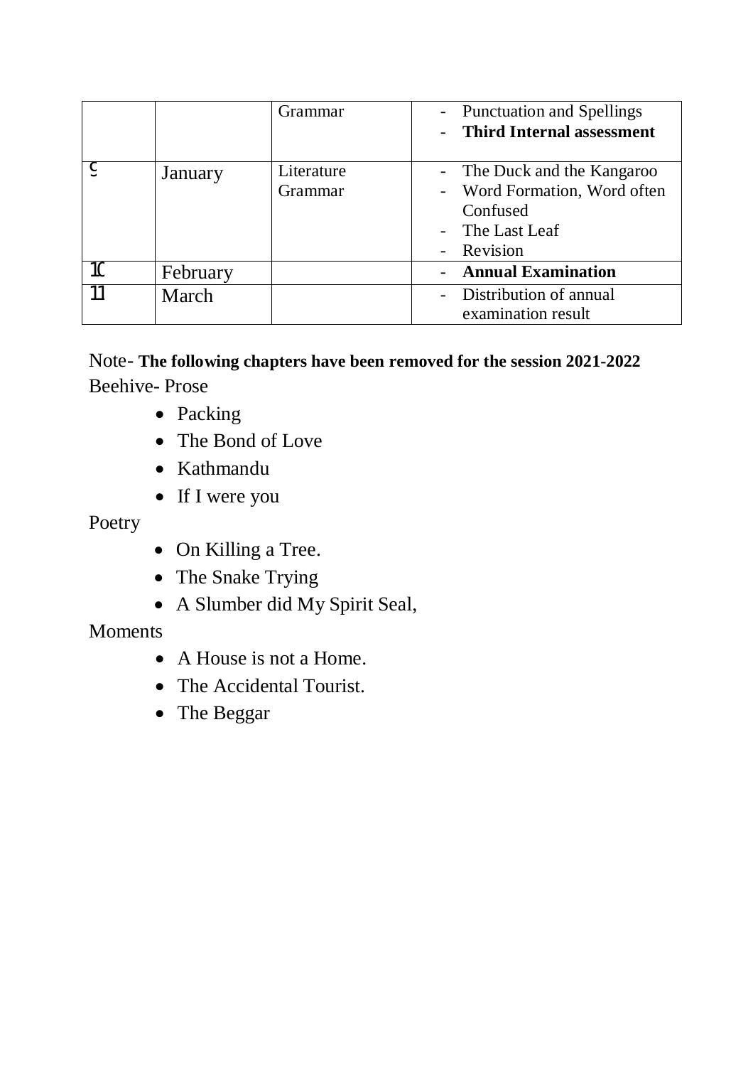| | | | |
|---|---|---|---|
| | | Grammar | - Punctuation and Spellings<br>- **Third Internal assessment** |
| 9 | January | Literature<br>Grammar | - The Duck and the Kangaroo<br>- Word Formation, Word often Confused<br>- The Last Leaf<br>- Revision |
| 10 | February | | - **Annual Examination** |
| 11 | March | | - Distribution of annual examination result |

Note- **The following chapters have been removed for the session 2021-2022**

Beehive- Prose

- Packing
- The Bond of Love
- Kathmandu
- If I were you

Poetry

- On Killing a Tree.
- The Snake Trying
- A Slumber did My Spirit Seal,

Moments

- A House is not a Home.
- The Accidental Tourist.
- The Beggar